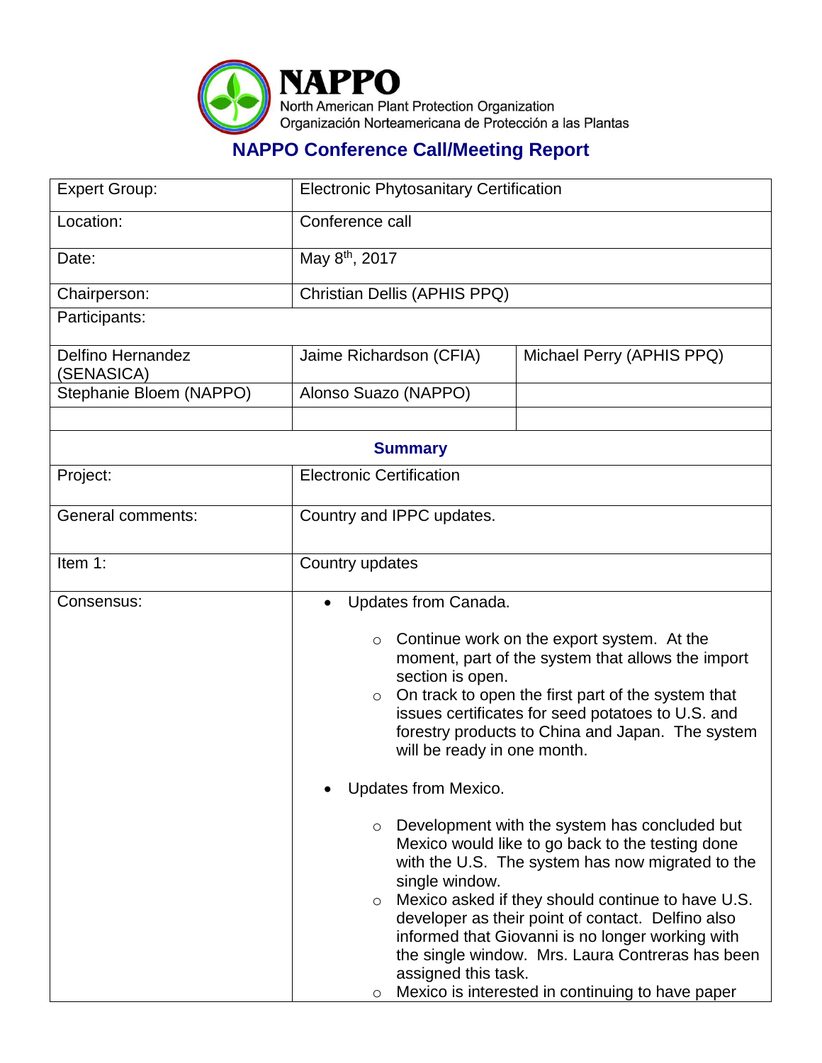# NAPPO

North American Plant Protection Organization
Organización Norteamericana de Protección a las Plantas

## NAPPO Conference Call/Meeting Report

| Expert Group: | Electronic Phytosanitary Certification | |
|---|---|---|
| Location: | Conference call | |
| Date: | May 8th, 2017 | |
| Chairperson: | Christian Dellis (APHIS PPQ) | |
| Participants: | | |
| Delfino Hernandez (SENASICA) | Jaime Richardson (CFIA) | Michael Perry (APHIS PPQ) |
| Stephanie Bloem (NAPPO) | Alonso Suazo (NAPPO) | |
| | | |
| **Summary** | | |
| Project: | Electronic Certification | |
| General comments: | Country and IPPC updates. | |
| Item 1: | Country updates | |
| Consensus: | • Updates from Canada.<br>  ○ Continue work on the export system. At the moment, part of the system that allows the import section is open.<br>  ○ On track to open the first part of the system that issues certificates for seed potatoes to U.S. and forestry products to China and Japan. The system will be ready in one month.<br>• Updates from Mexico.<br>  ○ Development with the system has concluded but Mexico would like to go back to the testing done with the U.S. The system has now migrated to the single window.<br>  ○ Mexico asked if they should continue to have U.S. developer as their point of contact. Delfino also informed that Giovanni is no longer working with the single window. Mrs. Laura Contreras has been assigned this task.<br>  ○ Mexico is interested in continuing to have paper | |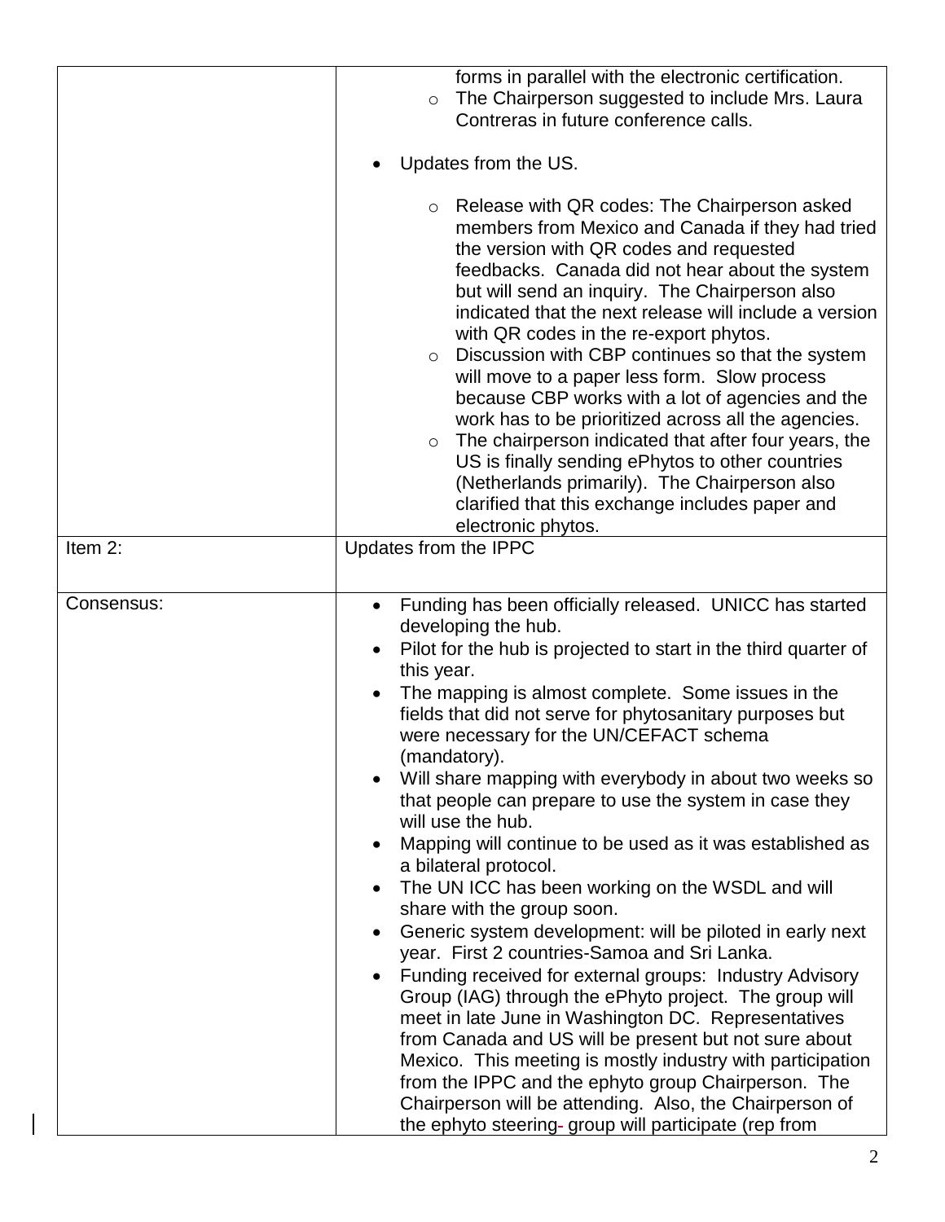| | |
|---|---|
| | forms in parallel with the electronic certification.<br>◦ The Chairperson suggested to include Mrs. Laura Contreras in future conference calls.<br><br>• Updates from the US.<br><br>◦ Release with QR codes: The Chairperson asked members from Mexico and Canada if they had tried the version with QR codes and requested feedbacks. Canada did not hear about the system but will send an inquiry. The Chairperson also indicated that the next release will include a version with QR codes in the re-export phytos.<br>◦ Discussion with CBP continues so that the system will move to a paper less form. Slow process because CBP works with a lot of agencies and the work has to be prioritized across all the agencies.<br>◦ The chairperson indicated that after four years, the US is finally sending ePhytos to other countries (Netherlands primarily). The Chairperson also clarified that this exchange includes paper and electronic phytos. |
| Item 2: | Updates from the IPPC |
| Consensus: | • Funding has been officially released. UNICC has started developing the hub.<br>• Pilot for the hub is projected to start in the third quarter of this year.<br>• The mapping is almost complete. Some issues in the fields that did not serve for phytosanitary purposes but were necessary for the UN/CEFACT schema (mandatory).<br>• Will share mapping with everybody in about two weeks so that people can prepare to use the system in case they will use the hub.<br>• Mapping will continue to be used as it was established as a bilateral protocol.<br>• The UN ICC has been working on the WSDL and will share with the group soon.<br>• Generic system development: will be piloted in early next year. First 2 countries-Samoa and Sri Lanka.<br>• Funding received for external groups: Industry Advisory Group (IAG) through the ePhyto project. The group will meet in late June in Washington DC. Representatives from Canada and US will be present but not sure about Mexico. This meeting is mostly industry with participation from the IPPC and the ephyto group Chairperson. The Chairperson will be attending. Also, the Chairperson of the ephyto steering- group will participate (rep from |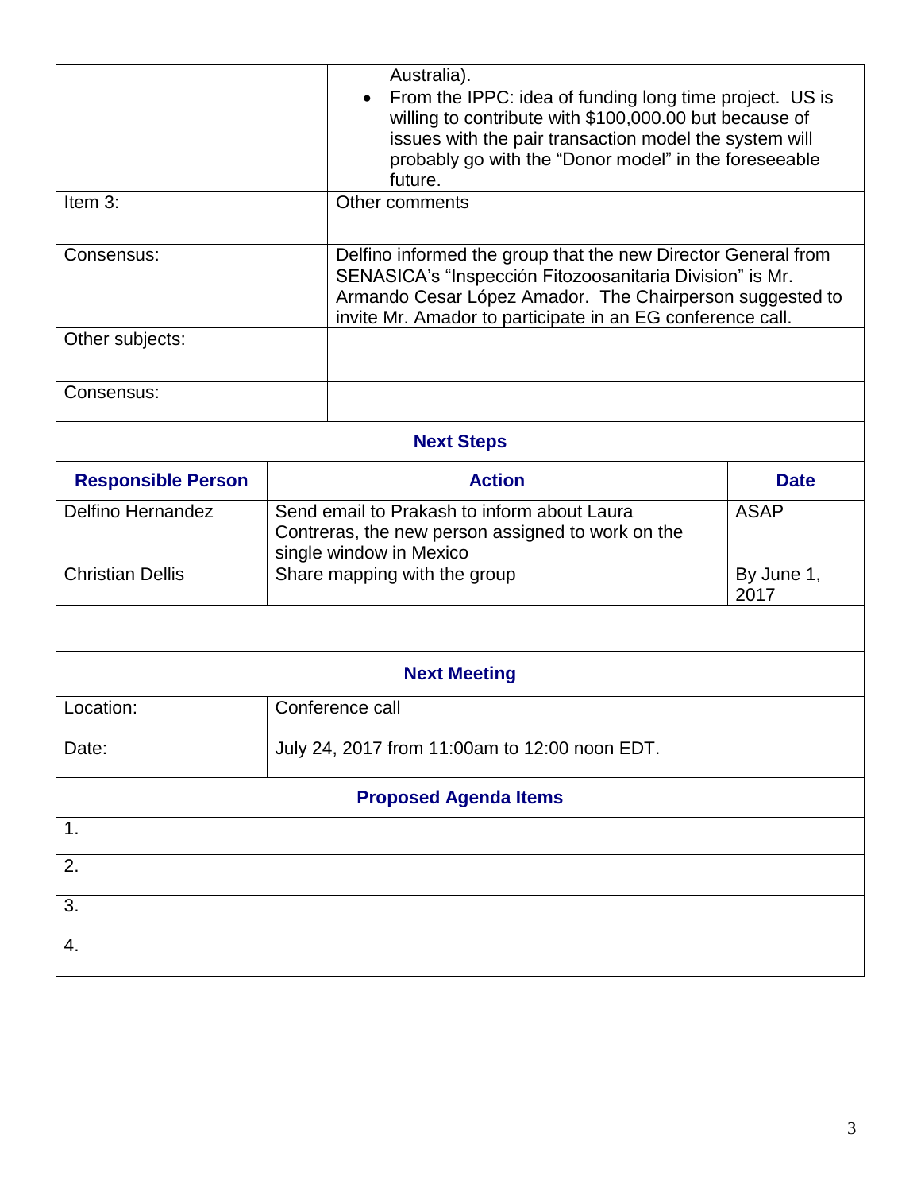| | |
|---|---|
| | Australia).<br>• From the IPPC: idea of funding long time project. US is willing to contribute with $100,000.00 but because of issues with the pair transaction model the system will probably go with the "Donor model" in the foreseeable future. |
| Item 3: | Other comments |
| Consensus: | Delfino informed the group that the new Director General from SENASICA's "Inspección Fitozoosanitaria Division" is Mr. Armando Cesar López Amador. The Chairperson suggested to invite Mr. Amador to participate in an EG conference call. |
| Other subjects: | |
| Consensus: | |

## Next Steps

| Responsible Person | Action | Date |
|---|---|---|
| Delfino Hernandez | Send email to Prakash to inform about Laura Contreras, the new person assigned to work on the single window in Mexico | ASAP |
| Christian Dellis | Share mapping with the group | By June 1, 2017 |

## Next Meeting

| | |
|---|---|
| Location: | Conference call |
| Date: | July 24, 2017 from 11:00am to 12:00 noon EDT. |

## Proposed Agenda Items

1.
2.
3.
4.